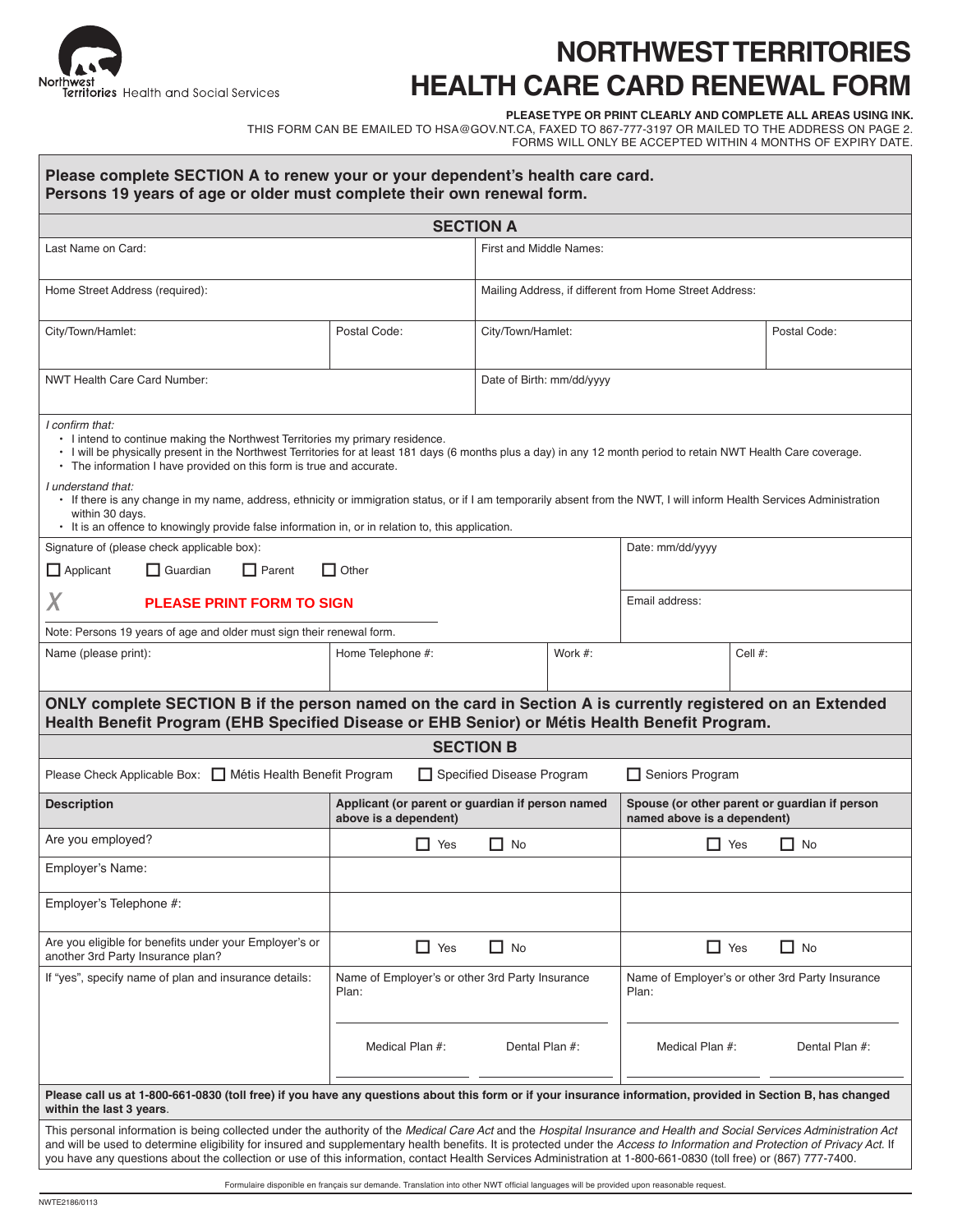Northwest Territories Health and Social Services

# NORTHWEST TERRITORIES HEALTH CARE CARD RENEWAL FORM

**PLEASE TYPE OR PRINT CLEARLY AND COMPLETE ALL AREAS USING INK.**
THIS FORM CAN BE EMAILED TO HSA@GOV.NT.CA, FAXED TO 867-777-3197 OR MAILED TO THE ADDRESS ON PAGE 2.
FORMS WILL ONLY BE ACCEPTED WITHIN 4 MONTHS OF EXPIRY DATE.

**Please complete SECTION A to renew your or your dependent's health care card.**
**Persons 19 years of age or older must complete their own renewal form.**

## SECTION A

| Last Name on Card: | | First and Middle Names: | |
|---|---|---|---|
| Home Street Address (required): | | Mailing Address, if different from Home Street Address: | |
| City/Town/Hamlet: | Postal Code: | City/Town/Hamlet: | Postal Code: |
| NWT Health Care Card Number: | | Date of Birth: mm/dd/yyyy | |

*I confirm that:*

- I intend to continue making the Northwest Territories my primary residence.
- I will be physically present in the Northwest Territories for at least 181 days (6 months plus a day) in any 12 month period to retain NWT Health Care coverage.
- The information I have provided on this form is true and accurate.

*I understand that:*

- If there is any change in my name, address, ethnicity or immigration status, or if I am temporarily absent from the NWT, I will inform Health Services Administration within 30 days.
- It is an offence to knowingly provide false information in, or in relation to, this application.

Signature of (please check applicable box):

☐ Applicant ☐ Guardian ☐ Parent ☐ Other

X **PLEASE PRINT FORM TO SIGN**

Note: Persons 19 years of age and older must sign their renewal form.

Date: mm/dd/yyyy

Email address:

| Name (please print): | Home Telephone #: | Work #: | Cell #: |
|---|---|---|---|
| | | | |

**ONLY complete SECTION B if the person named on the card in Section A is currently registered on an Extended Health Benefit Program (EHB Specified Disease or EHB Senior) or Métis Health Benefit Program.**

## SECTION B

Please Check Applicable Box: ☐ Métis Health Benefit Program ☐ Specified Disease Program ☐ Seniors Program

| Description | Applicant (or parent or guardian if person named above is a dependent) | Spouse (or other parent or guardian if person named above is a dependent) |
|---|---|---|
| Are you employed? | ☐ Yes ☐ No | ☐ Yes ☐ No |
| Employer's Name: | | |
| Employer's Telephone #: | | |
| Are you eligible for benefits under your Employer's or another 3rd Party Insurance plan? | ☐ Yes ☐ No | ☐ Yes ☐ No |
| If "yes", specify name of plan and insurance details: | Name of Employer's or other 3rd Party Insurance Plan: ______ Medical Plan #: ______ Dental Plan #: ______ | Name of Employer's or other 3rd Party Insurance Plan: ______ Medical Plan #: ______ Dental Plan #: ______ |

**Please call us at 1-800-661-0830 (toll free) if you have any questions about this form or if your insurance information, provided in Section B, has changed within the last 3 years.**

This personal information is being collected under the authority of the *Medical Care Act* and the *Hospital Insurance and Health and Social Services Administration Act* and will be used to determine eligibility for insured and supplementary health benefits. It is protected under the *Access to Information and Protection of Privacy Act*. If you have any questions about the collection or use of this information, contact Health Services Administration at 1-800-661-0830 (toll free) or (867) 777-7400.

Formulaire disponible en français sur demande. Translation into other NWT official languages will be provided upon reasonable request.

NWTE2186/0113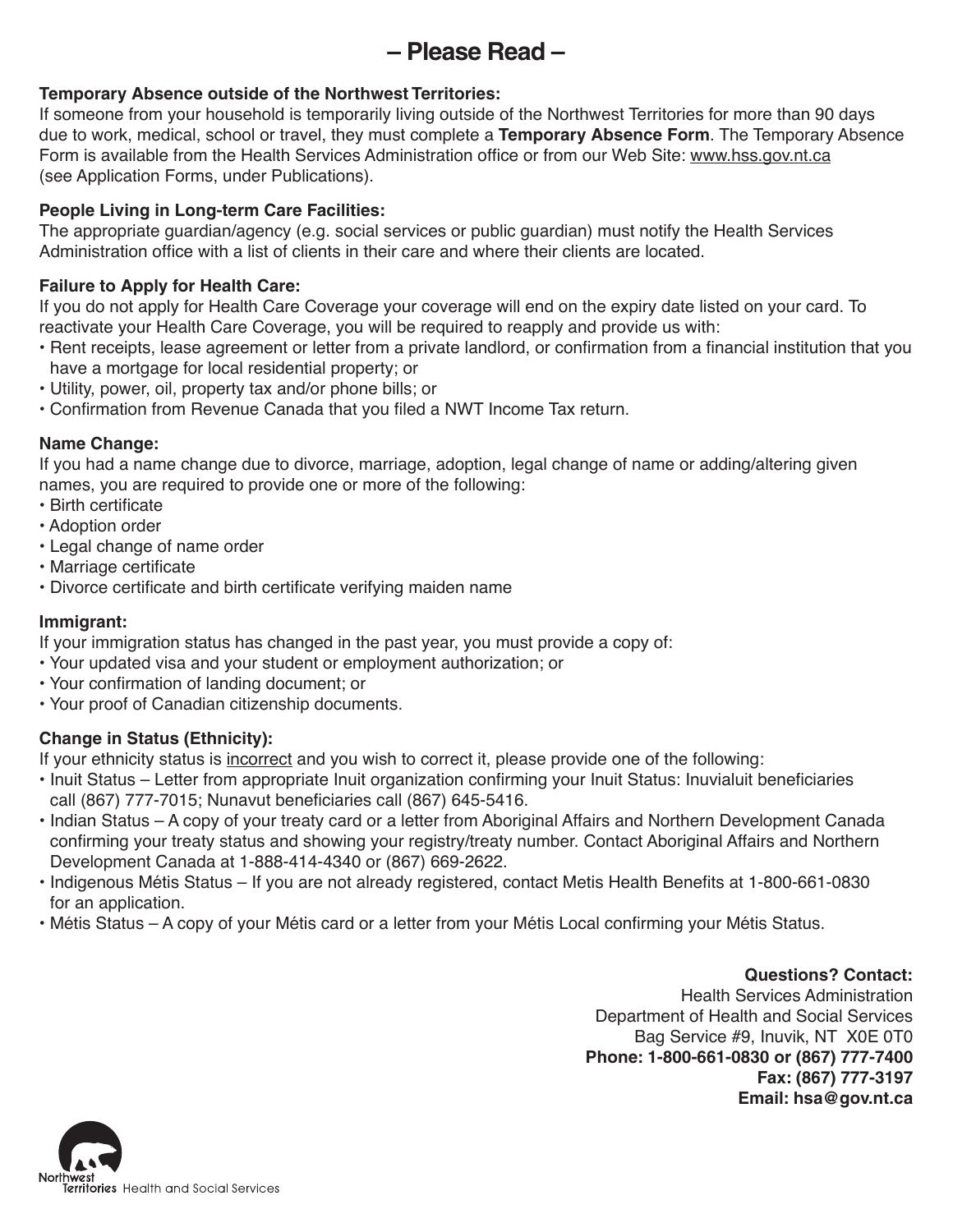# – Please Read –

**Temporary Absence outside of the Northwest Territories:**
If someone from your household is temporarily living outside of the Northwest Territories for more than 90 days due to work, medical, school or travel, they must complete a **Temporary Absence Form**. The Temporary Absence Form is available from the Health Services Administration office or from our Web Site: www.hss.gov.nt.ca (see Application Forms, under Publications).

**People Living in Long-term Care Facilities:**
The appropriate guardian/agency (e.g. social services or public guardian) must notify the Health Services Administration office with a list of clients in their care and where their clients are located.

**Failure to Apply for Health Care:**
If you do not apply for Health Care Coverage your coverage will end on the expiry date listed on your card. To reactivate your Health Care Coverage, you will be required to reapply and provide us with:

- Rent receipts, lease agreement or letter from a private landlord, or confirmation from a financial institution that you have a mortgage for local residential property; or
- Utility, power, oil, property tax and/or phone bills; or
- Confirmation from Revenue Canada that you filed a NWT Income Tax return.

**Name Change:**
If you had a name change due to divorce, marriage, adoption, legal change of name or adding/altering given names, you are required to provide one or more of the following:

- Birth certificate
- Adoption order
- Legal change of name order
- Marriage certificate
- Divorce certificate and birth certificate verifying maiden name

**Immigrant:**
If your immigration status has changed in the past year, you must provide a copy of:

- Your updated visa and your student or employment authorization; or
- Your confirmation of landing document; or
- Your proof of Canadian citizenship documents.

**Change in Status (Ethnicity):**
If your ethnicity status is incorrect and you wish to correct it, please provide one of the following:

- Inuit Status – Letter from appropriate Inuit organization confirming your Inuit Status: Inuvialuit beneficiaries call (867) 777-7015; Nunavut beneficiaries call (867) 645-5416.
- Indian Status – A copy of your treaty card or a letter from Aboriginal Affairs and Northern Development Canada confirming your treaty status and showing your registry/treaty number. Contact Aboriginal Affairs and Northern Development Canada at 1-888-414-4340 or (867) 669-2622.
- Indigenous Métis Status – If you are not already registered, contact Metis Health Benefits at 1-800-661-0830 for an application.
- Métis Status – A copy of your Métis card or a letter from your Métis Local confirming your Métis Status.

**Questions? Contact:**
Health Services Administration
Department of Health and Social Services
Bag Service #9, Inuvik, NT X0E 0T0
**Phone: 1-800-661-0830 or (867) 777-7400**
**Fax: (867) 777-3197**
**Email: hsa@gov.nt.ca**

Northwest Territories Health and Social Services